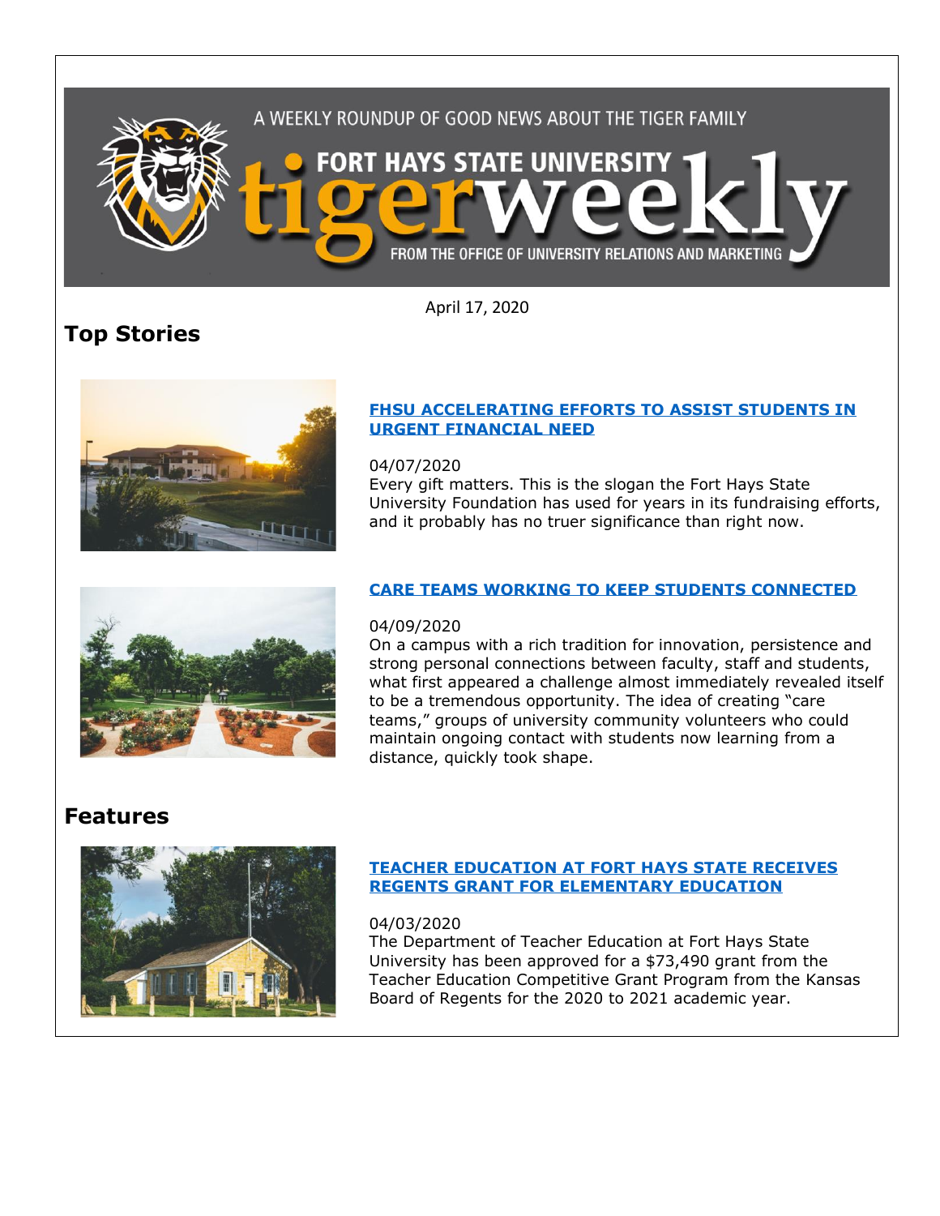A WEEKLY ROUNDUP OF GOOD NEWS ABOUT THE TIGER FAMILY

FORT HAYS STATE UNIVERSITY tigerweekly

FROM THE OFFICE OF UNIVERSITY RELATIONS AND MARKETING

April 17, 2020

## Top Stories

### FHSU ACCELERATING EFFORTS TO ASSIST STUDENTS IN URGENT FINANCIAL NEED

04/07/2020

Every gift matters. This is the slogan the Fort Hays State University Foundation has used for years in its fundraising efforts, and it probably has no truer significance than right now.

### CARE TEAMS WORKING TO KEEP STUDENTS CONNECTED

04/09/2020

On a campus with a rich tradition for innovation, persistence and strong personal connections between faculty, staff and students, what first appeared a challenge almost immediately revealed itself to be a tremendous opportunity. The idea of creating "care teams," groups of university community volunteers who could maintain ongoing contact with students now learning from a distance, quickly took shape.

## Features

### TEACHER EDUCATION AT FORT HAYS STATE RECEIVES REGENTS GRANT FOR ELEMENTARY EDUCATION

04/03/2020

The Department of Teacher Education at Fort Hays State University has been approved for a $73,490 grant from the Teacher Education Competitive Grant Program from the Kansas Board of Regents for the 2020 to 2021 academic year.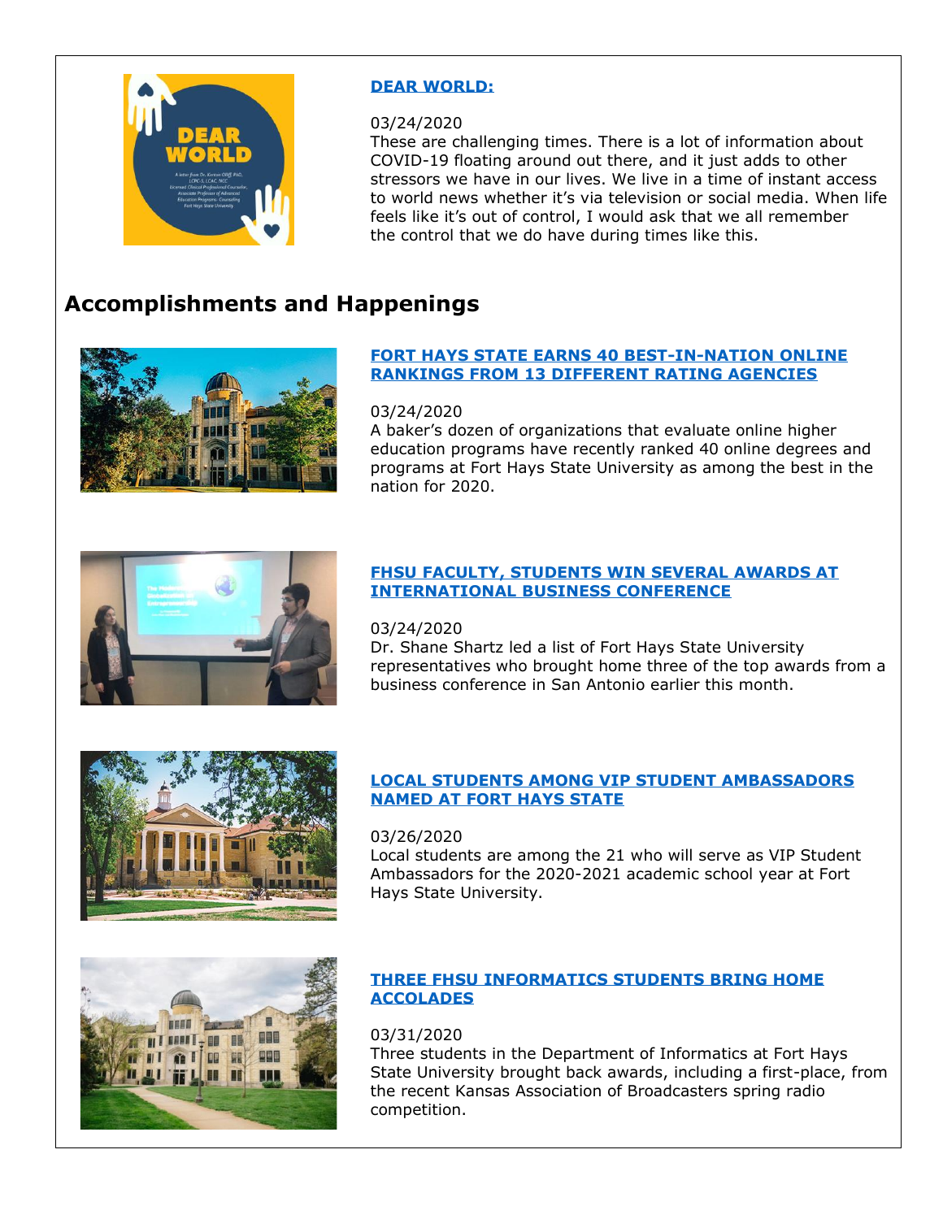### [DEAR WORLD:]

03/24/2020
These are challenging times. There is a lot of information about COVID-19 floating around out there, and it just adds to other stressors we have in our lives. We live in a time of instant access to world news whether it's via television or social media. When life feels like it's out of control, I would ask that we all remember the control that we do have during times like this.

## Accomplishments and Happenings

### FORT HAYS STATE EARNS 40 BEST-IN-NATION ONLINE RANKINGS FROM 13 DIFFERENT RATING AGENCIES

03/24/2020
A baker's dozen of organizations that evaluate online higher education programs have recently ranked 40 online degrees and programs at Fort Hays State University as among the best in the nation for 2020.

### FHSU FACULTY, STUDENTS WIN SEVERAL AWARDS AT INTERNATIONAL BUSINESS CONFERENCE

03/24/2020
Dr. Shane Shartz led a list of Fort Hays State University representatives who brought home three of the top awards from a business conference in San Antonio earlier this month.

### LOCAL STUDENTS AMONG VIP STUDENT AMBASSADORS NAMED AT FORT HAYS STATE

03/26/2020
Local students are among the 21 who will serve as VIP Student Ambassadors for the 2020-2021 academic school year at Fort Hays State University.

### THREE FHSU INFORMATICS STUDENTS BRING HOME ACCOLADES

03/31/2020
Three students in the Department of Informatics at Fort Hays State University brought back awards, including a first-place, from the recent Kansas Association of Broadcasters spring radio competition.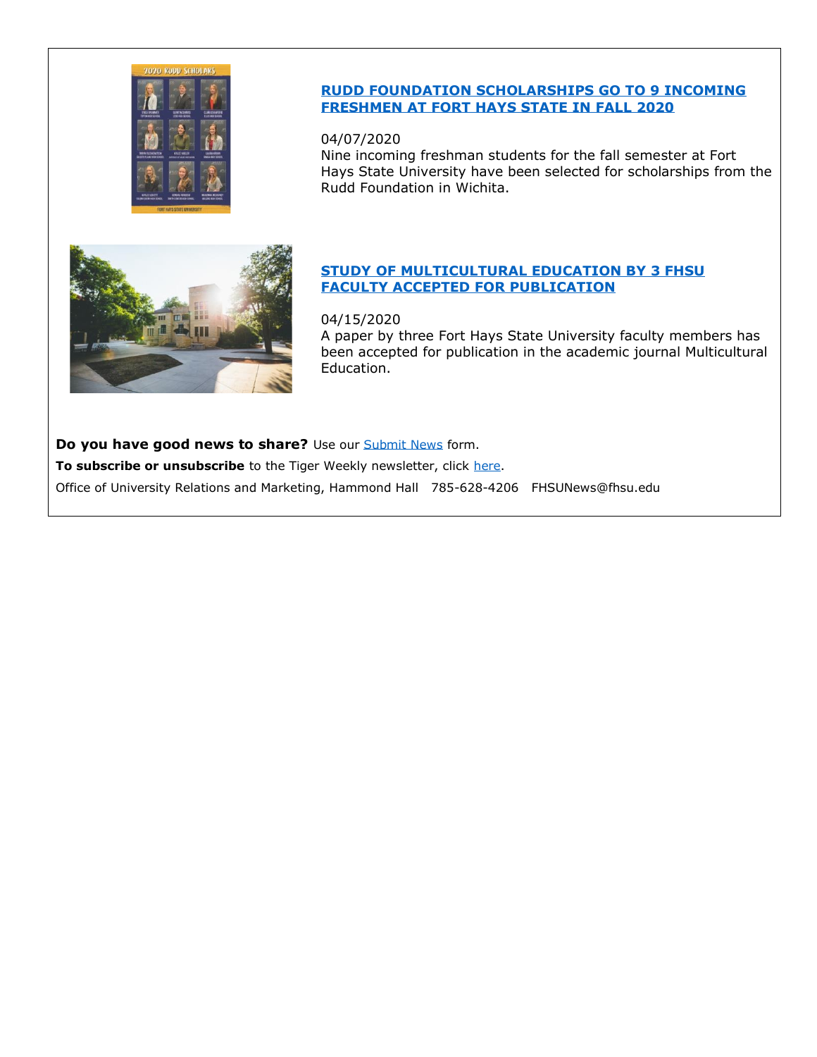**[RUDD FOUNDATION SCHOLARSHIPS GO TO 9 INCOMING FRESHMEN AT FORT HAYS STATE IN FALL 2020]**

04/07/2020
Nine incoming freshman students for the fall semester at Fort Hays State University have been selected for scholarships from the Rudd Foundation in Wichita.

**[STUDY OF MULTICULTURAL EDUCATION BY 3 FHSU FACULTY ACCEPTED FOR PUBLICATION]**

04/15/2020
A paper by three Fort Hays State University faculty members has been accepted for publication in the academic journal Multicultural Education.

**Do you have good news to share?** Use our Submit News form.

**To subscribe or unsubscribe** to the Tiger Weekly newsletter, click here.

Office of University Relations and Marketing, Hammond Hall 785-628-4206 FHSUNews@fhsu.edu